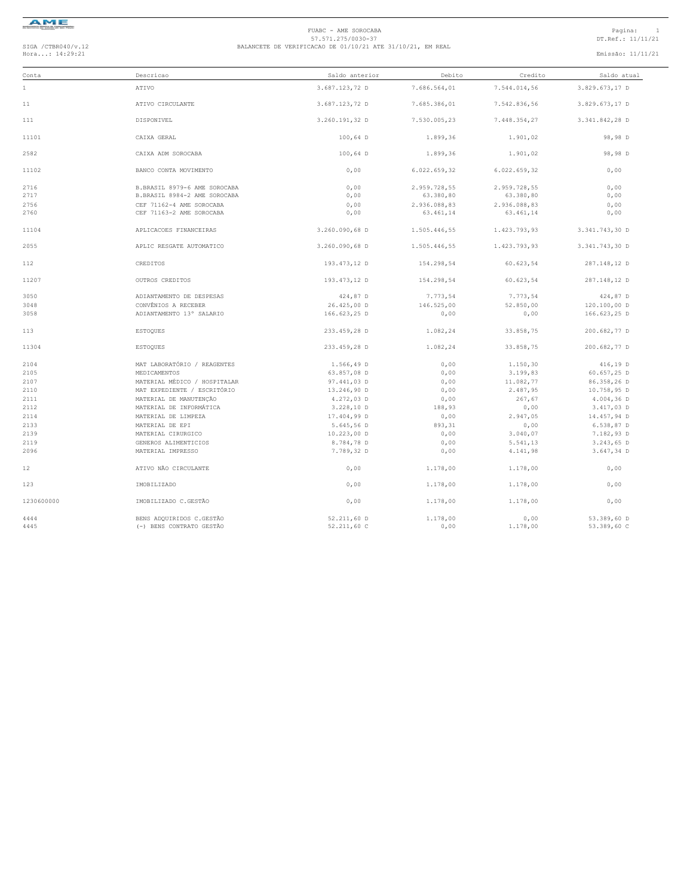FUABC - AME SOROCABA
57.571.275/0030-37

SIGA /CTBR040/v.12
Hora...: 14:29:21

BALANCETE DE VERIFICACAO DE 01/10/21 ATE 31/10/21, EM REAL

DT.Ref.: 11/11/21
Emissão: 11/11/21

| Conta | Descricao | Saldo anterior | Debito | Credito | Saldo atual |
|---|---|---|---|---|---|
| 1 | ATIVO | 3.687.123,72 D | 7.686.564,01 | 7.544.014,56 | 3.829.673,17 D |
| 11 | ATIVO CIRCULANTE | 3.687.123,72 D | 7.685.386,01 | 7.542.836,56 | 3.829.673,17 D |
| 111 | DISPONIVEL | 3.260.191,32 D | 7.530.005,23 | 7.448.354,27 | 3.341.842,28 D |
| 11101 | CAIXA GERAL | 100,64 D | 1.899,36 | 1.901,02 | 98,98 D |
| 2582 | CAIXA ADM SOROCABA | 100,64 D | 1.899,36 | 1.901,02 | 98,98 D |
| 11102 | BANCO CONTA MOVIMENTO | 0,00 | 6.022.659,32 | 6.022.659,32 | 0,00 |
| 2716 | B.BRASIL 8979-6 AME SOROCABA | 0,00 | 2.959.728,55 | 2.959.728,55 | 0,00 |
| 2717 | B.BRASIL 8984-2 AME SOROCABA | 0,00 | 63.380,80 | 63.380,80 | 0,00 |
| 2756 | CEF 71162-4 AME SOROCABA | 0,00 | 2.936.088,83 | 2.936.088,83 | 0,00 |
| 2760 | CEF 71163-2 AME SOROCABA | 0,00 | 63.461,14 | 63.461,14 | 0,00 |
| 11104 | APLICACOES FINANCEIRAS | 3.260.090,68 D | 1.505.446,55 | 1.423.793,93 | 3.341.743,30 D |
| 2055 | APLIC RESGATE AUTOMATICO | 3.260.090,68 D | 1.505.446,55 | 1.423.793,93 | 3.341.743,30 D |
| 112 | CREDITOS | 193.473,12 D | 154.298,54 | 60.623,54 | 287.148,12 D |
| 11207 | OUTROS CREDITOS | 193.473,12 D | 154.298,54 | 60.623,54 | 287.148,12 D |
| 3050 | ADIANTAMENTO DE DESPESAS | 424,87 D | 7.773,54 | 7.773,54 | 424,87 D |
| 3048 | CONVÊNIOS A RECEBER | 26.425,00 D | 146.525,00 | 52.850,00 | 120.100,00 D |
| 3058 | ADIANTAMENTO 13° SALARIO | 166.623,25 D | 0,00 | 0,00 | 166.623,25 D |
| 113 | ESTOQUES | 233.459,28 D | 1.082,24 | 33.858,75 | 200.682,77 D |
| 11304 | ESTOQUES | 233.459,28 D | 1.082,24 | 33.858,75 | 200.682,77 D |
| 2104 | MAT LABORATÓRIO / REAGENTES | 1.566,49 D | 0,00 | 1.150,30 | 416,19 D |
| 2105 | MEDICAMENTOS | 63.857,08 D | 0,00 | 3.199,83 | 60.657,25 D |
| 2107 | MATERIAL MÉDICO / HOSPITALAR | 97.441,03 D | 0,00 | 11.082,77 | 86.358,26 D |
| 2110 | MAT EXPEDIENTE / ESCRITÓRIO | 13.246,90 D | 0,00 | 2.487,95 | 10.758,95 D |
| 2111 | MATERIAL DE MANUTENÇÃO | 4.272,03 D | 0,00 | 267,67 | 4.004,36 D |
| 2112 | MATERIAL DE INFORMÁTICA | 3.228,10 D | 188,93 | 0,00 | 3.417,03 D |
| 2114 | MATERIAL DE LIMPEZA | 17.404,99 D | 0,00 | 2.947,05 | 14.457,94 D |
| 2133 | MATERIAL DE EPI | 5.645,56 D | 893,31 | 0,00 | 6.538,87 D |
| 2139 | MATERIAL CIRURGICO | 10.223,00 D | 0,00 | 3.040,07 | 7.182,93 D |
| 2119 | GENEROS ALIMENTICIOS | 8.784,78 D | 0,00 | 5.541,13 | 3.243,65 D |
| 2096 | MATERIAL IMPRESSO | 7.789,32 D | 0,00 | 4.141,98 | 3.647,34 D |
| 12 | ATIVO NÃO CIRCULANTE | 0,00 | 1.178,00 | 1.178,00 | 0,00 |
| 123 | IMOBILIZADO | 0,00 | 1.178,00 | 1.178,00 | 0,00 |
| 1230600000 | IMOBILIZADO C.GESTÃO | 0,00 | 1.178,00 | 1.178,00 | 0,00 |
| 4444 | BENS ADQUIRIDOS C.GESTÃO | 52.211,60 D | 1.178,00 | 0,00 | 53.389,60 D |
| 4445 | (-) BENS CONTRATO GESTÃO | 52.211,60 C | 0,00 | 1.178,00 | 53.389,60 C |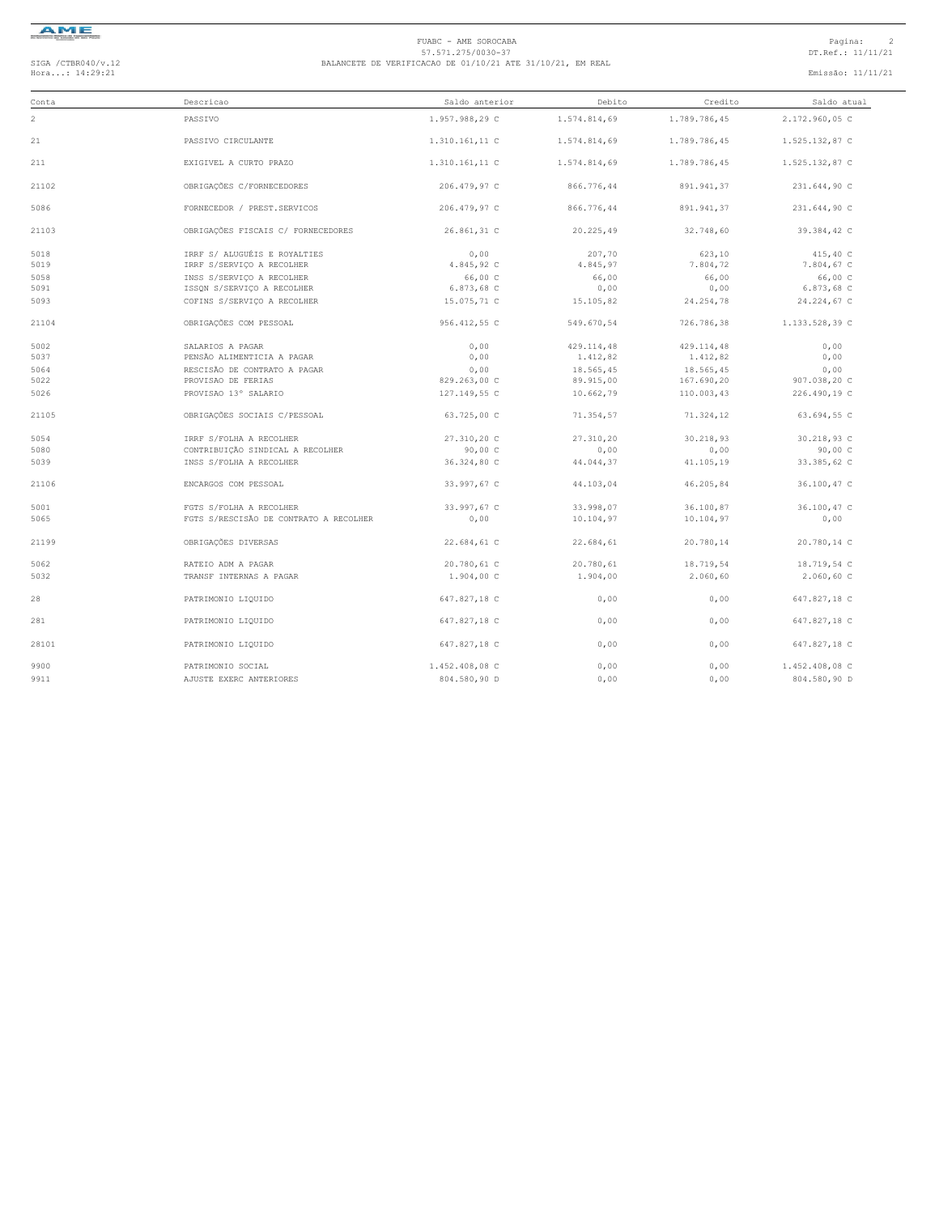FUABC - AME SOROCABA
57.571.275/0030-37
BALANCETE DE VERIFICACAO DE 01/10/21 ATE 31/10/21, EM REAL

SIGA /CTBR040/v.12
Hora...: 14:29:21

DT.Ref.: 11/11/21
Emissão: 11/11/21

| Conta | Descricao | Saldo anterior | Debito | Credito | Saldo atual |
|---|---|---|---|---|---|
| 2 | PASSIVO | 1.957.988,29 C | 1.574.814,69 | 1.789.786,45 | 2.172.960,05 C |
| 21 | PASSIVO CIRCULANTE | 1.310.161,11 C | 1.574.814,69 | 1.789.786,45 | 1.525.132,87 C |
| 211 | EXIGIVEL A CURTO PRAZO | 1.310.161,11 C | 1.574.814,69 | 1.789.786,45 | 1.525.132,87 C |
| 21102 | OBRIGAÇÕES C/FORNECEDORES | 206.479,97 C | 866.776,44 | 891.941,37 | 231.644,90 C |
| 5086 | FORNECEDOR / PREST.SERVICOS | 206.479,97 C | 866.776,44 | 891.941,37 | 231.644,90 C |
| 21103 | OBRIGAÇÕES FISCAIS C/ FORNECEDORES | 26.861,31 C | 20.225,49 | 32.748,60 | 39.384,42 C |
| 5018 | IRRF S/ ALUGUÉIS E ROYALTIES | 0,00 | 207,70 | 623,10 | 415,40 C |
| 5019 | IRRF S/SERVIÇO A RECOLHER | 4.845,92 C | 4.845,97 | 7.804,72 | 7.804,67 C |
| 5058 | INSS S/SERVIÇO A RECOLHER | 66,00 C | 66,00 | 66,00 | 66,00 C |
| 5091 | ISSQN S/SERVIÇO A RECOLHER | 6.873,68 C | 0,00 | 0,00 | 6.873,68 C |
| 5093 | COFINS S/SERVIÇO A RECOLHER | 15.075,71 C | 15.105,82 | 24.254,78 | 24.224,67 C |
| 21104 | OBRIGAÇÕES COM PESSOAL | 956.412,55 C | 549.670,54 | 726.786,38 | 1.133.528,39 C |
| 5002 | SALARIOS A PAGAR | 0,00 | 429.114,48 | 429.114,48 | 0,00 |
| 5037 | PENSÃO ALIMENTICIA A PAGAR | 0,00 | 1.412,82 | 1.412,82 | 0,00 |
| 5064 | RESCISÃO DE CONTRATO A PAGAR | 0,00 | 18.565,45 | 18.565,45 | 0,00 |
| 5022 | PROVISAO DE FERIAS | 829.263,00 C | 89.915,00 | 167.690,20 | 907.038,20 C |
| 5026 | PROVISAO 13° SALARIO | 127.149,55 C | 10.662,79 | 110.003,43 | 226.490,19 C |
| 21105 | OBRIGAÇÕES SOCIAIS C/PESSOAL | 63.725,00 C | 71.354,57 | 71.324,12 | 63.694,55 C |
| 5054 | IRRF S/FOLHA A RECOLHER | 27.310,20 C | 27.310,20 | 30.218,93 | 30.218,93 C |
| 5080 | CONTRIBUIÇÃO SINDICAL A RECOLHER | 90,00 C | 0,00 | 0,00 | 90,00 C |
| 5039 | INSS S/FOLHA A RECOLHER | 36.324,80 C | 44.044,37 | 41.105,19 | 33.385,62 C |
| 21106 | ENCARGOS COM PESSOAL | 33.997,67 C | 44.103,04 | 46.205,84 | 36.100,47 C |
| 5001 | FGTS S/FOLHA A RECOLHER | 33.997,67 C | 33.998,07 | 36.100,87 | 36.100,47 C |
| 5065 | FGTS S/RESCISÃO DE CONTRATO A RECOLHER | 0,00 | 10.104,97 | 10.104,97 | 0,00 |
| 21199 | OBRIGAÇÕES DIVERSAS | 22.684,61 C | 22.684,61 | 20.780,14 | 20.780,14 C |
| 5062 | RATEIO ADM A PAGAR | 20.780,61 C | 20.780,61 | 18.719,54 | 18.719,54 C |
| 5032 | TRANSF INTERNAS A PAGAR | 1.904,00 C | 1.904,00 | 2.060,60 | 2.060,60 C |
| 28 | PATRIMONIO LIQUIDO | 647.827,18 C | 0,00 | 0,00 | 647.827,18 C |
| 281 | PATRIMONIO LIQUIDO | 647.827,18 C | 0,00 | 0,00 | 647.827,18 C |
| 28101 | PATRIMONIO LIQUIDO | 647.827,18 C | 0,00 | 0,00 | 647.827,18 C |
| 9900 | PATRIMONIO SOCIAL | 1.452.408,08 C | 0,00 | 0,00 | 1.452.408,08 C |
| 9911 | AJUSTE EXERC ANTERIORES | 804.580,90 D | 0,00 | 0,00 | 804.580,90 D |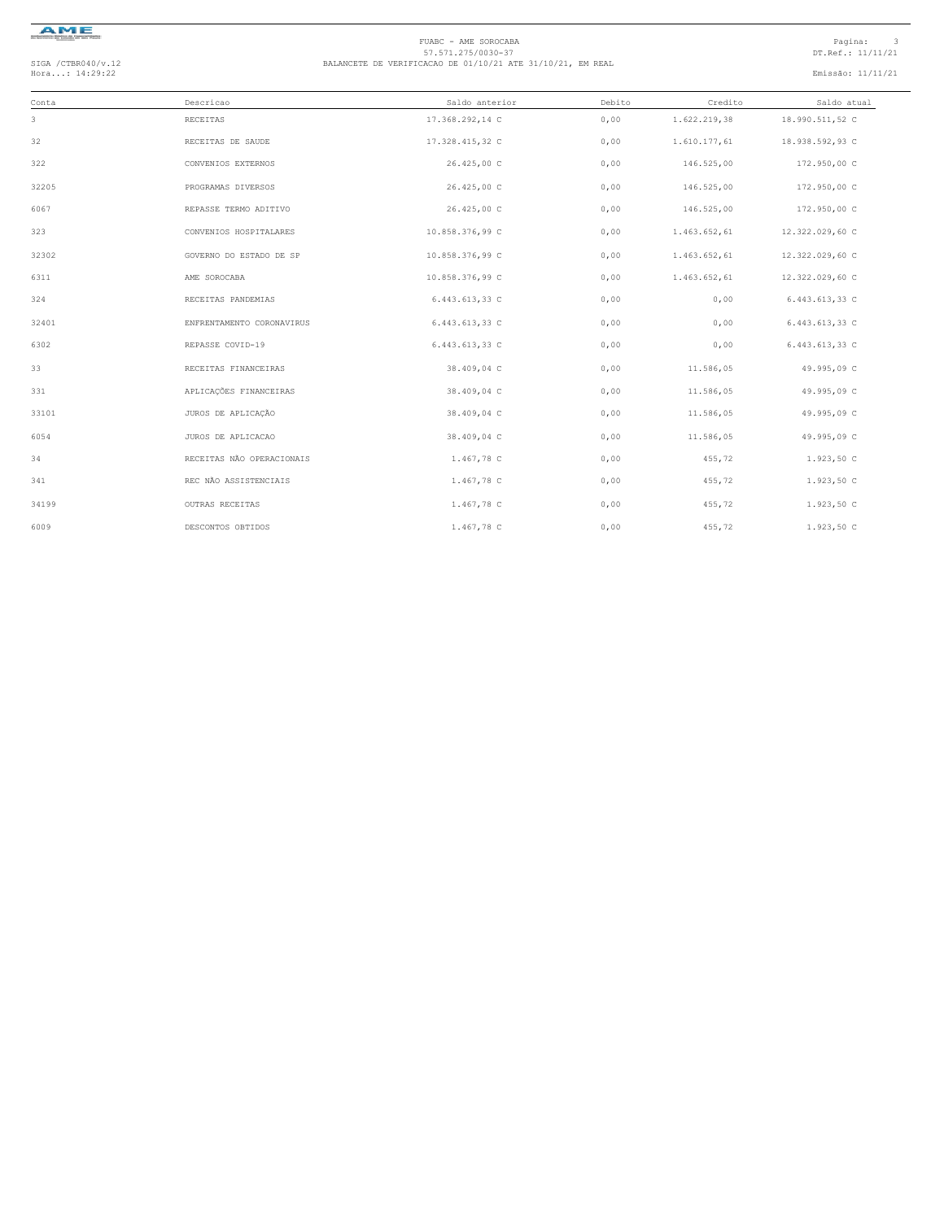FUABC - AME SOROCABA
57.571.275/0030-37
BALANCETE DE VERIFICACAO DE 01/10/21 ATE 31/10/21, EM REAL

SIGA /CTBR040/v.12
Hora...: 14:29:22

DT.Ref.: 11/11/21
Emissão: 11/11/21

| Conta | Descricao | Saldo anterior | Debito | Credito | Saldo atual |
|---|---|---|---|---|---|
| 3 | RECEITAS | 17.368.292,14 C | 0,00 | 1.622.219,38 | 18.990.511,52 C |
| 32 | RECEITAS DE SAUDE | 17.328.415,32 C | 0,00 | 1.610.177,61 | 18.938.592,93 C |
| 322 | CONVENIOS EXTERNOS | 26.425,00 C | 0,00 | 146.525,00 | 172.950,00 C |
| 32205 | PROGRAMAS DIVERSOS | 26.425,00 C | 0,00 | 146.525,00 | 172.950,00 C |
| 6067 | REPASSE TERMO ADITIVO | 26.425,00 C | 0,00 | 146.525,00 | 172.950,00 C |
| 323 | CONVENIOS HOSPITALARES | 10.858.376,99 C | 0,00 | 1.463.652,61 | 12.322.029,60 C |
| 32302 | GOVERNO DO ESTADO DE SP | 10.858.376,99 C | 0,00 | 1.463.652,61 | 12.322.029,60 C |
| 6311 | AME SOROCABA | 10.858.376,99 C | 0,00 | 1.463.652,61 | 12.322.029,60 C |
| 324 | RECEITAS PANDEMIAS | 6.443.613,33 C | 0,00 | 0,00 | 6.443.613,33 C |
| 32401 | ENFRENTAMENTO CORONAVIRUS | 6.443.613,33 C | 0,00 | 0,00 | 6.443.613,33 C |
| 6302 | REPASSE COVID-19 | 6.443.613,33 C | 0,00 | 0,00 | 6.443.613,33 C |
| 33 | RECEITAS FINANCEIRAS | 38.409,04 C | 0,00 | 11.586,05 | 49.995,09 C |
| 331 | APLICAÇÕES FINANCEIRAS | 38.409,04 C | 0,00 | 11.586,05 | 49.995,09 C |
| 33101 | JUROS DE APLICAÇÃO | 38.409,04 C | 0,00 | 11.586,05 | 49.995,09 C |
| 6054 | JUROS DE APLICACAO | 38.409,04 C | 0,00 | 11.586,05 | 49.995,09 C |
| 34 | RECEITAS NÃO OPERACIONAIS | 1.467,78 C | 0,00 | 455,72 | 1.923,50 C |
| 341 | REC NÃO ASSISTENCIAIS | 1.467,78 C | 0,00 | 455,72 | 1.923,50 C |
| 34199 | OUTRAS RECEITAS | 1.467,78 C | 0,00 | 455,72 | 1.923,50 C |
| 6009 | DESCONTOS OBTIDOS | 1.467,78 C | 0,00 | 455,72 | 1.923,50 C |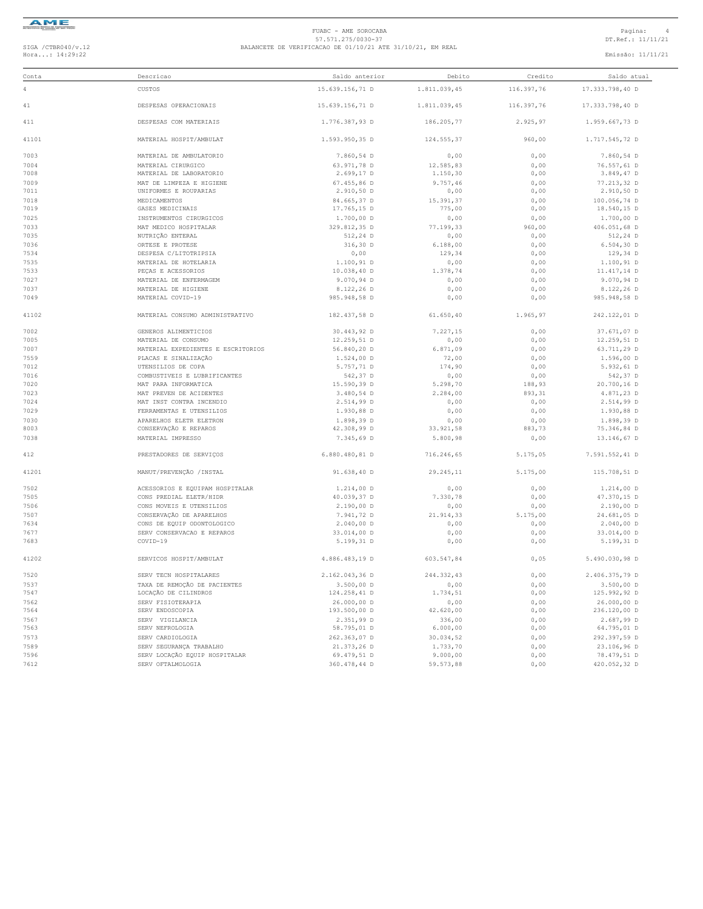FUABC - AME SOROCABA
57.571.275/0030-37
BALANCETE DE VERIFICACAO DE 01/10/21 ATE 31/10/21, EM REAL

SIGA /CTBR040/v.12
Hora...: 14:29:22

DT.Ref.: 11/11/21
Emissão: 11/11/21

| Conta | Descricao | Saldo anterior | Debito | Credito | Saldo atual |
|---|---|---|---|---|---|
| 4 | CUSTOS | 15.639.156,71 D | 1.811.039,45 | 116.397,76 | 17.333.798,40 D |
| 41 | DESPESAS OPERACIONAIS | 15.639.156,71 D | 1.811.039,45 | 116.397,76 | 17.333.798,40 D |
| 411 | DESPESAS COM MATERIAIS | 1.776.387,93 D | 186.205,77 | 2.925,97 | 1.959.667,73 D |
| 41101 | MATERIAL HOSPIT/AMBULAT | 1.593.950,35 D | 124.555,37 | 960,00 | 1.717.545,72 D |
| 7003 | MATERIAL DE AMBULATORIO | 7.860,54 D | 0,00 | 0,00 | 7.860,54 D |
| 7004 | MATERIAL CIRURGICO | 63.971,78 D | 12.585,83 | 0,00 | 76.557,61 D |
| 7008 | MATERIAL DE LABORATORIO | 2.699,17 D | 1.150,30 | 0,00 | 3.849,47 D |
| 7009 | MAT DE LIMPEZA E HIGIENE | 67.455,86 D | 9.757,46 | 0,00 | 77.213,32 D |
| 7011 | UNIFORMES E ROUPARIAS | 2.910,50 D | 0,00 | 0,00 | 2.910,50 D |
| 7018 | MEDICAMENTOS | 84.665,37 D | 15.391,37 | 0,00 | 100.056,74 D |
| 7019 | GASES MEDICINAIS | 17.765,15 D | 775,00 | 0,00 | 18.540,15 D |
| 7025 | INSTRUMENTOS CIRURGICOS | 1.700,00 D | 0,00 | 0,00 | 1.700,00 D |
| 7033 | MAT MEDICO HOSPITALAR | 329.812,35 D | 77.199,33 | 960,00 | 406.051,68 D |
| 7035 | NUTRIÇÃO ENTERAL | 512,24 D | 0,00 | 0,00 | 512,24 D |
| 7036 | ORTESE E PROTESE | 316,30 D | 6.188,00 | 0,00 | 6.504,30 D |
| 7534 | DESPESA C/LITOTRIPSIA | 0,00 | 129,34 | 0,00 | 129,34 D |
| 7535 | MATERIAL DE HOTELARIA | 1.100,91 D | 0,00 | 0,00 | 1.100,91 D |
| 7533 | PEÇAS E ACESSORIOS | 10.038,40 D | 1.378,74 | 0,00 | 11.417,14 D |
| 7027 | MATERIAL DE ENFERMAGEM | 9.070,94 D | 0,00 | 0,00 | 9.070,94 D |
| 7037 | MATERIAL DE HIGIENE | 8.122,26 D | 0,00 | 0,00 | 8.122,26 D |
| 7049 | MATERIAL COVID-19 | 985.948,58 D | 0,00 | 0,00 | 985.948,58 D |
| 41102 | MATERIAL CONSUMO ADMINISTRATIVO | 182.437,58 D | 61.650,40 | 1.965,97 | 242.122,01 D |
| 7002 | GENEROS ALIMENTICIOS | 30.443,92 D | 7.227,15 | 0,00 | 37.671,07 D |
| 7005 | MATERIAL DE CONSUMO | 12.259,51 D | 0,00 | 0,00 | 12.259,51 D |
| 7007 | MATERIAL EXPEDIENTES E ESCRITORIOS | 56.840,20 D | 6.871,09 | 0,00 | 63.711,29 D |
| 7559 | PLACAS E SINALIZAÇÃO | 1.524,00 D | 72,00 | 0,00 | 1.596,00 D |
| 7012 | UTENSILIOS DE COPA | 5.757,71 D | 174,90 | 0,00 | 5.932,61 D |
| 7016 | COMBUSTIVEIS E LUBRIFICANTES | 542,37 D | 0,00 | 0,00 | 542,37 D |
| 7020 | MAT PARA INFORMATICA | 15.590,39 D | 5.298,70 | 188,93 | 20.700,16 D |
| 7023 | MAT PREVEN DE ACIDENTES | 3.480,54 D | 2.284,00 | 893,31 | 4.871,23 D |
| 7024 | MAT INST CONTRA INCENDIO | 2.514,99 D | 0,00 | 0,00 | 2.514,99 D |
| 7029 | FERRAMENTAS E UTENSILIOS | 1.930,88 D | 0,00 | 0,00 | 1.930,88 D |
| 7030 | APARELHOS ELETR ELETRON | 1.898,39 D | 0,00 | 0,00 | 1.898,39 D |
| 8003 | CONSERVAÇÃO E REPAROS | 42.308,99 D | 33.921,58 | 883,73 | 75.346,84 D |
| 7038 | MATERIAL IMPRESSO | 7.345,69 D | 5.800,98 | 0,00 | 13.146,67 D |
| 412 | PRESTADORES DE SERVIÇOS | 6.880.480,81 D | 716.246,65 | 5.175,05 | 7.591.552,41 D |
| 41201 | MANUT/PREVENÇÃO /INSTAL | 91.638,40 D | 29.245,11 | 5.175,00 | 115.708,51 D |
| 7502 | ACESSORIOS E EQUIPAM HOSPITALAR | 1.214,00 D | 0,00 | 0,00 | 1.214,00 D |
| 7505 | CONS PREDIAL ELETR/HIDR | 40.039,37 D | 7.330,78 | 0,00 | 47.370,15 D |
| 7506 | CONS MOVEIS E UTENSILIOS | 2.190,00 D | 0,00 | 0,00 | 2.190,00 D |
| 7507 | CONSERVAÇÃO DE APARELHOS | 7.941,72 D | 21.914,33 | 5.175,00 | 24.681,05 D |
| 7634 | CONS DE EQUIP ODONTOLOGICO | 2.040,00 D | 0,00 | 0,00 | 2.040,00 D |
| 7677 | SERV CONSERVACAO E REPAROS | 33.014,00 D | 0,00 | 0,00 | 33.014,00 D |
| 7683 | COVID-19 | 5.199,31 D | 0,00 | 0,00 | 5.199,31 D |
| 41202 | SERVICOS HOSPIT/AMBULAT | 4.886.483,19 D | 603.547,84 | 0,05 | 5.490.030,98 D |
| 7520 | SERV TECN HOSPITALARES | 2.162.043,36 D | 244.332,43 | 0,00 | 2.406.375,79 D |
| 7537 | TAXA DE REMOÇÃO DE PACIENTES | 3.500,00 D | 0,00 | 0,00 | 3.500,00 D |
| 7547 | LOCAÇÃO DE CILINDROS | 124.258,41 D | 1.734,51 | 0,00 | 125.992,92 D |
| 7562 | SERV FISIOTERAPIA | 26.000,00 D | 0,00 | 0,00 | 26.000,00 D |
| 7564 | SERV ENDOSCOPIA | 193.500,00 D | 42.620,00 | 0,00 | 236.120,00 D |
| 7567 | SERV VIGILANCIA | 2.351,99 D | 336,00 | 0,00 | 2.687,99 D |
| 7563 | SERV NEFROLOGIA | 58.795,01 D | 6.000,00 | 0,00 | 64.795,01 D |
| 7573 | SERV CARDIOLOGIA | 262.363,07 D | 30.034,52 | 0,00 | 292.397,59 D |
| 7589 | SERV SEGURANÇA TRABALHO | 21.373,26 D | 1.733,70 | 0,00 | 23.106,96 D |
| 7596 | SERV LOCAÇÃO EQUIP HOSPITALAR | 69.479,51 D | 9.000,00 | 0,00 | 78.479,51 D |
| 7612 | SERV OFTALMOLOGIA | 360.478,44 D | 59.573,88 | 0,00 | 420.052,32 D |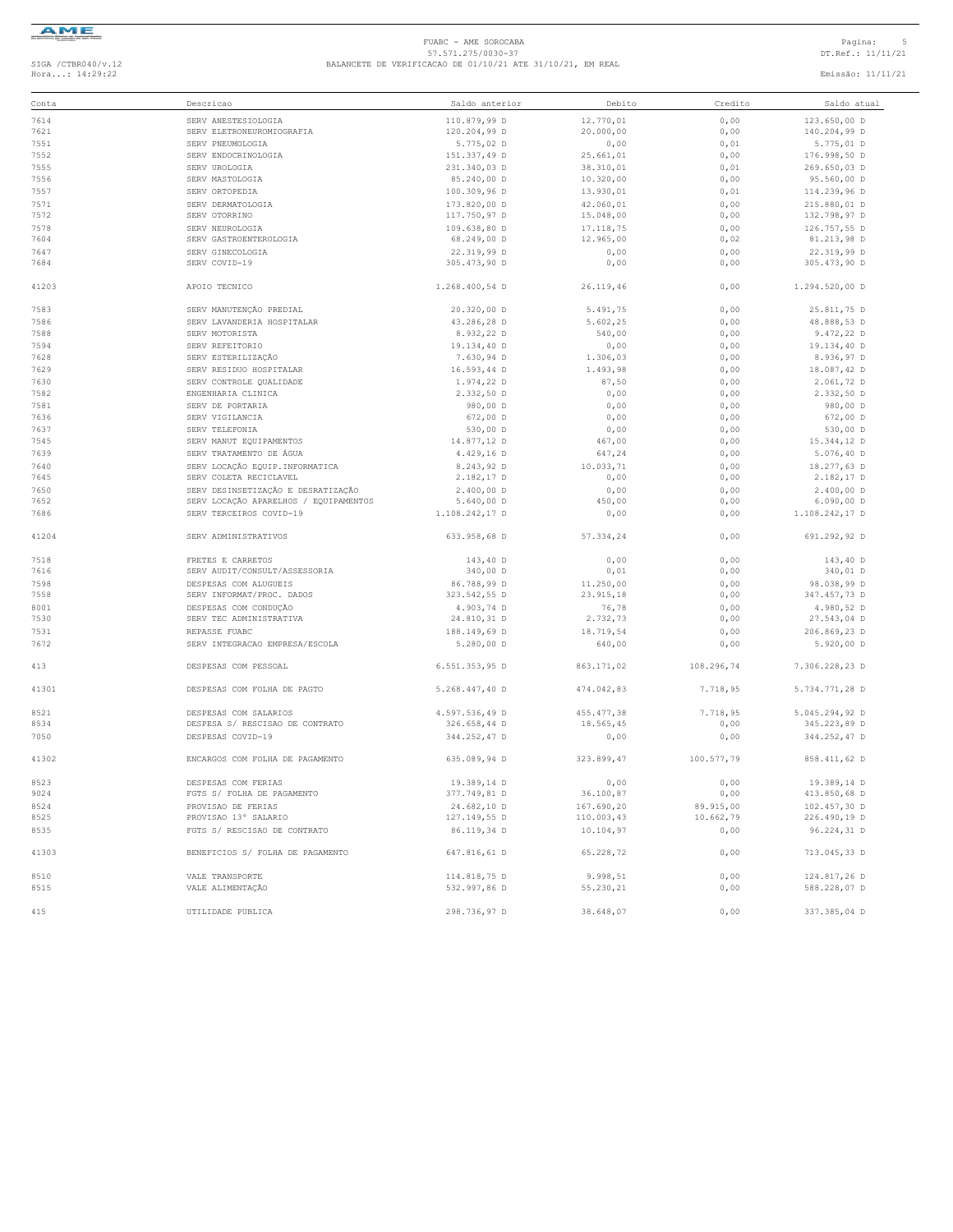| Conta | Descricao | Saldo anterior | Debito | Credito | Saldo atual |
|---|---|---|---|---|---|
| 7614 | SERV ANESTESIOLOGIA | 110.879,99 D | 12.770,01 | 0,00 | 123.650,00 D |
| 7621 | SERV ELETRONEUROMIOGRAFIA | 120.204,99 D | 20.000,00 | 0,00 | 140.204,99 D |
| 7551 | SERV PNEUMOLOGIA | 5.775,02 D | 0,00 | 0,01 | 5.775,01 D |
| 7552 | SERV ENDOCRINOLOGIA | 151.337,49 D | 25.661,01 | 0,00 | 176.998,50 D |
| 7555 | SERV UROLOGIA | 231.340,03 D | 38.310,01 | 0,01 | 269.650,03 D |
| 7556 | SERV MASTOLOGIA | 85.240,00 D | 10.320,00 | 0,00 | 95.560,00 D |
| 7557 | SERV ORTOPEDIA | 100.309,96 D | 13.930,01 | 0,01 | 114.239,96 D |
| 7571 | SERV DERMATOLOGIA | 173.820,00 D | 42.060,01 | 0,00 | 215.880,01 D |
| 7572 | SERV OTORRINO | 117.750,97 D | 15.048,00 | 0,00 | 132.798,97 D |
| 7578 | SERV NEUROLOGIA | 109.638,80 D | 17.118,75 | 0,00 | 126.757,55 D |
| 7604 | SERV GASTROENTEROLOGIA | 68.249,00 D | 12.965,00 | 0,02 | 81.213,98 D |
| 7647 | SERV GINECOLOGIA | 22.319,99 D | 0,00 | 0,00 | 22.319,99 D |
| 7684 | SERV COVID-19 | 305.473,90 D | 0,00 | 0,00 | 305.473,90 D |
| 41203 | APOIO TECNICO | 1.268.400,54 D | 26.119,46 | 0,00 | 1.294.520,00 D |
| 7583 | SERV MANUTENÇÃO PREDIAL | 20.320,00 D | 5.491,75 | 0,00 | 25.811,75 D |
| 7586 | SERV LAVANDERIA HOSPITALAR | 43.286,28 D | 5.602,25 | 0,00 | 48.888,53 D |
| 7588 | SERV MOTORISTA | 8.932,22 D | 540,00 | 0,00 | 9.472,22 D |
| 7594 | SERV REFEITORIO | 19.134,40 D | 0,00 | 0,00 | 19.134,40 D |
| 7628 | SERV ESTERILIZAÇÃO | 7.630,94 D | 1.306,03 | 0,00 | 8.936,97 D |
| 7629 | SERV RESIDUO HOSPITALAR | 16.593,44 D | 1.493,98 | 0,00 | 18.087,42 D |
| 7630 | SERV CONTROLE QUALIDADE | 1.974,22 D | 87,50 | 0,00 | 2.061,72 D |
| 7582 | ENGENHARIA CLINICA | 2.332,50 D | 0,00 | 0,00 | 2.332,50 D |
| 7581 | SERV DE PORTARIA | 980,00 D | 0,00 | 0,00 | 980,00 D |
| 7636 | SERV VIGILANCIA | 672,00 D | 0,00 | 0,00 | 672,00 D |
| 7637 | SERV TELEFONIA | 530,00 D | 0,00 | 0,00 | 530,00 D |
| 7545 | SERV MANUT EQUIPAMENTOS | 14.877,12 D | 467,00 | 0,00 | 15.344,12 D |
| 7639 | SERV TRATAMENTO DE ÁGUA | 4.429,16 D | 647,24 | 0,00 | 5.076,40 D |
| 7640 | SERV LOCAÇÃO EQUIP.INFORMATICA | 8.243,92 D | 10.033,71 | 0,00 | 18.277,63 D |
| 7645 | SERV COLETA RECICLAVEL | 2.182,17 D | 0,00 | 0,00 | 2.182,17 D |
| 7650 | SERV DESINSETIZAÇÃO E DESRATIZAÇÃO | 2.400,00 D | 0,00 | 0,00 | 2.400,00 D |
| 7652 | SERV LOCAÇÃO APARELHOS / EQUIPAMENTOS | 5.640,00 D | 450,00 | 0,00 | 6.090,00 D |
| 7686 | SERV TERCEIROS COVID-19 | 1.108.242,17 D | 0,00 | 0,00 | 1.108.242,17 D |
| 41204 | SERV ADMINISTRATIVOS | 633.958,68 D | 57.334,24 | 0,00 | 691.292,92 D |
| 7518 | FRETES E CARRETOS | 143,40 D | 0,00 | 0,00 | 143,40 D |
| 7616 | SERV AUDIT/CONSULT/ASSESSORIA | 340,00 D | 0,01 | 0,00 | 340,01 D |
| 7598 | DESPESAS COM ALUGUEIS | 86.788,99 D | 11.250,00 | 0,00 | 98.038,99 D |
| 7558 | SERV INFORMAT/PROC. DADOS | 323.542,55 D | 23.915,18 | 0,00 | 347.457,73 D |
| 8001 | DESPESAS COM CONDUÇÃO | 4.903,74 D | 76,78 | 0,00 | 4.980,52 D |
| 7530 | SERV TEC ADMINISTRATIVA | 24.810,31 D | 2.732,73 | 0,00 | 27.543,04 D |
| 7531 | REPASSE FUABC | 188.149,69 D | 18.719,54 | 0,00 | 206.869,23 D |
| 7672 | SERV INTEGRACAO EMPRESA/ESCOLA | 5.280,00 D | 640,00 | 0,00 | 5.920,00 D |
| 413 | DESPESAS COM PESSOAL | 6.551.353,95 D | 863.171,02 | 108.296,74 | 7.306.228,23 D |
| 41301 | DESPESAS COM FOLHA DE PAGTO | 5.268.447,40 D | 474.042,83 | 7.718,95 | 5.734.771,28 D |
| 8521 | DESPESAS COM SALARIOS | 4.597.536,49 D | 455.477,38 | 7.718,95 | 5.045.294,92 D |
| 8534 | DESPESA S/ RESCISAO DE CONTRATO | 326.658,44 D | 18.565,45 | 0,00 | 345.223,89 D |
| 7050 | DESPESAS COVID-19 | 344.252,47 D | 0,00 | 0,00 | 344.252,47 D |
| 41302 | ENCARGOS COM FOLHA DE PAGAMENTO | 635.089,94 D | 323.899,47 | 100.577,79 | 858.411,62 D |
| 8523 | DESPESAS COM FERIAS | 19.389,14 D | 0,00 | 0,00 | 19.389,14 D |
| 9024 | FGTS S/ FOLHA DE PAGAMENTO | 377.749,81 D | 36.100,87 | 0,00 | 413.850,68 D |
| 8524 | PROVISAO DE FERIAS | 24.682,10 D | 167.690,20 | 89.915,00 | 102.457,30 D |
| 8525 | PROVISAO 13° SALARIO | 127.149,55 D | 110.003,43 | 10.662,79 | 226.490,19 D |
| 8535 | FGTS S/ RESCISAO DE CONTRATO | 86.119,34 D | 10.104,97 | 0,00 | 96.224,31 D |
| 41303 | BENEFICIOS S/ FOLHA DE PAGAMENTO | 647.816,61 D | 65.228,72 | 0,00 | 713.045,33 D |
| 8510 | VALE TRANSPORTE | 114.818,75 D | 9.998,51 | 0,00 | 124.817,26 D |
| 8515 | VALE ALIMENTAÇÃO | 532.997,86 D | 55.230,21 | 0,00 | 588.228,07 D |
| 415 | UTILIDADE PUBLICA | 298.736,97 D | 38.648,07 | 0,00 | 337.385,04 D |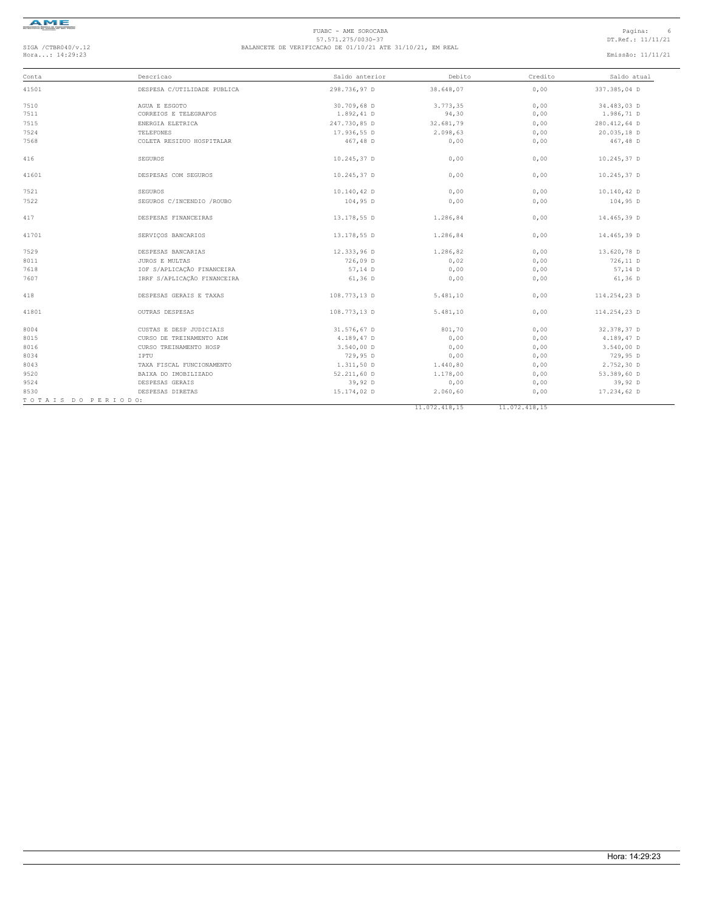FUABC - AME SOROCABA
57.571.275/0030-37
SIGA /CTBR040/v.12
BALANCETE DE VERIFICACAO DE 01/10/21 ATE 31/10/21, EM REAL
Hora...: 14:29:23

Pagina: 6
DT.Ref.: 11/11/21
Emissão: 11/11/21

| Conta | Descricao | Saldo anterior | Debito | Credito | Saldo atual |
|---|---|---|---|---|---|
| 41501 | DESPESA C/UTILIDADE PUBLICA | 298.736,97 D | 38.648,07 | 0,00 | 337.385,04 D |
| 7510 | AGUA E ESGOTO | 30.709,68 D | 3.773,35 | 0,00 | 34.483,03 D |
| 7511 | CORREIOS E TELEGRAFOS | 1.892,41 D | 94,30 | 0,00 | 1.986,71 D |
| 7515 | ENERGIA ELETRICA | 247.730,85 D | 32.681,79 | 0,00 | 280.412,64 D |
| 7524 | TELEFONES | 17.936,55 D | 2.098,63 | 0,00 | 20.035,18 D |
| 7568 | COLETA RESIDUO HOSPITALAR | 467,48 D | 0,00 | 0,00 | 467,48 D |
| 416 | SEGUROS | 10.245,37 D | 0,00 | 0,00 | 10.245,37 D |
| 41601 | DESPESAS COM SEGUROS | 10.245,37 D | 0,00 | 0,00 | 10.245,37 D |
| 7521 | SEGUROS | 10.140,42 D | 0,00 | 0,00 | 10.140,42 D |
| 7522 | SEGUROS C/INCENDIO /ROUBO | 104,95 D | 0,00 | 0,00 | 104,95 D |
| 417 | DESPESAS FINANCEIRAS | 13.178,55 D | 1.286,84 | 0,00 | 14.465,39 D |
| 41701 | SERVIÇOS BANCARIOS | 13.178,55 D | 1.286,84 | 0,00 | 14.465,39 D |
| 7529 | DESPESAS BANCARIAS | 12.333,96 D | 1.286,82 | 0,00 | 13.620,78 D |
| 8011 | JUROS E MULTAS | 726,09 D | 0,02 | 0,00 | 726,11 D |
| 7618 | IOF S/APLICAÇÃO FINANCEIRA | 57,14 D | 0,00 | 0,00 | 57,14 D |
| 7607 | IRRF S/APLICAÇÃO FINANCEIRA | 61,36 D | 0,00 | 0,00 | 61,36 D |
| 418 | DESPESAS GERAIS E TAXAS | 108.773,13 D | 5.481,10 | 0,00 | 114.254,23 D |
| 41801 | OUTRAS DESPESAS | 108.773,13 D | 5.481,10 | 0,00 | 114.254,23 D |
| 8004 | CUSTAS E DESP JUDICIAIS | 31.576,67 D | 801,70 | 0,00 | 32.378,37 D |
| 8015 | CURSO DE TREINAMENTO ADM | 4.189,47 D | 0,00 | 0,00 | 4.189,47 D |
| 8016 | CURSO TREINAMENTO HOSP | 3.540,00 D | 0,00 | 0,00 | 3.540,00 D |
| 8034 | IPTU | 729,95 D | 0,00 | 0,00 | 729,95 D |
| 8043 | TAXA FISCAL FUNCIONAMENTO | 1.311,50 D | 1.440,80 | 0,00 | 2.752,30 D |
| 9520 | BAIXA DO IMOBILIZADO | 52.211,60 D | 1.178,00 | 0,00 | 53.389,60 D |
| 9524 | DESPESAS GERAIS | 39,92 D | 0,00 | 0,00 | 39,92 D |
| 8530 | DESPESAS DIRETAS | 15.174,02 D | 2.060,60 | 0,00 | 17.234,62 D |
| T O T A I S D O P E R I O D O: | | | 11.072.418,15 | 11.072.418,15 | |